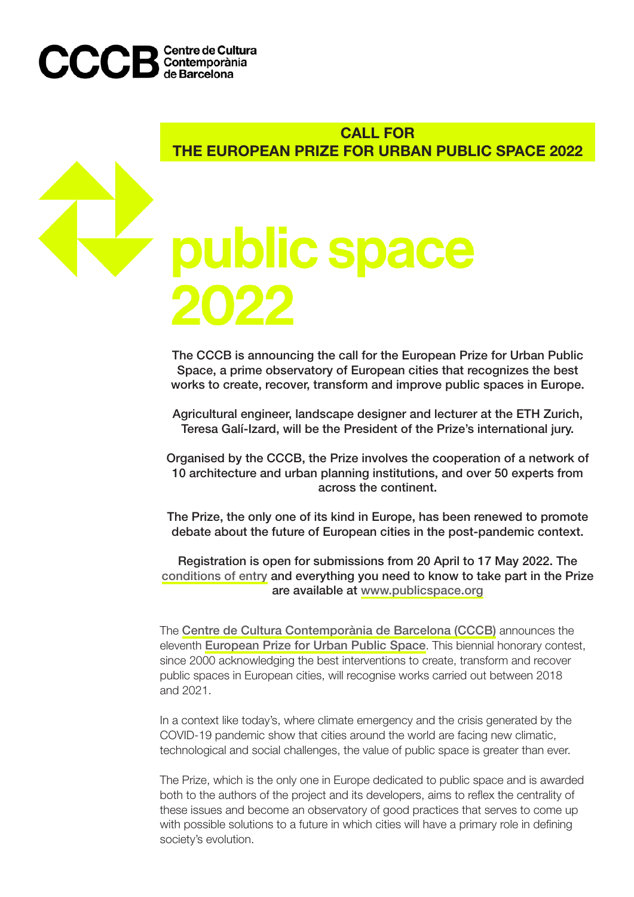CCCB Centre de Cultura Contemporània de Barcelona

## CALL FOR THE EUROPEAN PRIZE FOR URBAN PUBLIC SPACE 2022

# public space 2022

**The CCCB is announcing the call for the European Prize for Urban Public Space, a prime observatory of European cities that recognizes the best works to create, recover, transform and improve public spaces in Europe.**

**Agricultural engineer, landscape designer and lecturer at the ETH Zurich, Teresa Galí-Izard, will be the President of the Prize's international jury.**

**Organised by the CCCB, the Prize involves the cooperation of a network of 10 architecture and urban planning institutions, and over 50 experts from across the continent.**

**The Prize, the only one of its kind in Europe, has been renewed to promote debate about the future of European cities in the post-pandemic context.**

**Registration is open for submissions from 20 April to 17 May 2022. The conditions of entry and everything you need to know to take part in the Prize are available at www.publicspace.org**

The Centre de Cultura Contemporània de Barcelona (CCCB) announces the eleventh European Prize for Urban Public Space. This biennial honorary contest, since 2000 acknowledging the best interventions to create, transform and recover public spaces in European cities, will recognise works carried out between 2018 and 2021.

In a context like today's, where climate emergency and the crisis generated by the COVID-19 pandemic show that cities around the world are facing new climatic, technological and social challenges, the value of public space is greater than ever.

The Prize, which is the only one in Europe dedicated to public space and is awarded both to the authors of the project and its developers, aims to reflex the centrality of these issues and become an observatory of good practices that serves to come up with possible solutions to a future in which cities will have a primary role in defining society's evolution.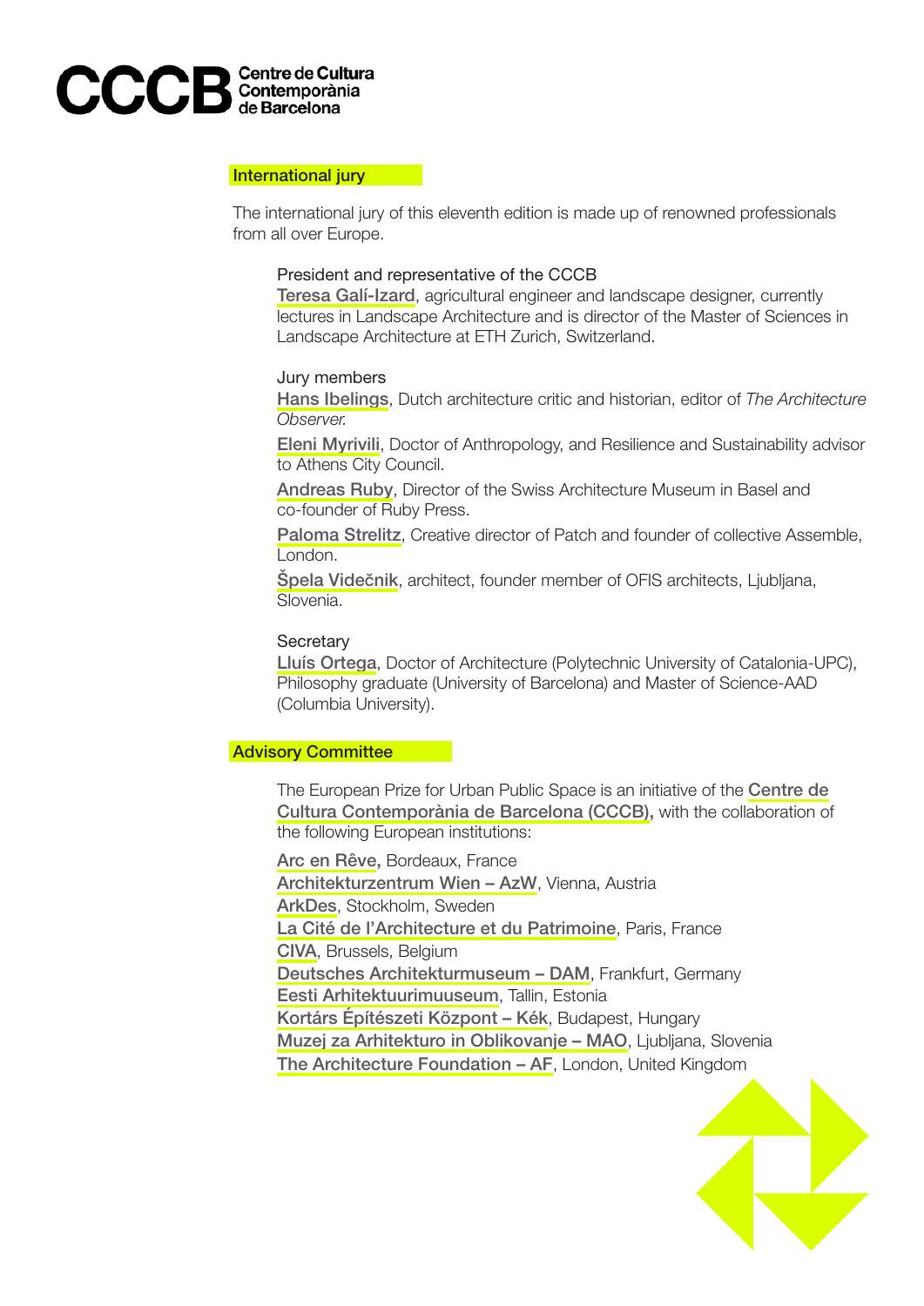## International jury

The international jury of this eleventh edition is made up of renowned professionals from all over Europe.

President and representative of the CCCB
Teresa Galí-Izard, agricultural engineer and landscape designer, currently lectures in Landscape Architecture and is director of the Master of Sciences in Landscape Architecture at ETH Zurich, Switzerland.

Jury members
Hans Ibelings, Dutch architecture critic and historian, editor of *The Architecture Observer.*
Eleni Myrivili, Doctor of Anthropology, and Resilience and Sustainability advisor to Athens City Council.
Andreas Ruby, Director of the Swiss Architecture Museum in Basel and co-founder of Ruby Press.
Paloma Strelitz, Creative director of Patch and founder of collective Assemble, London.
Špela Videčnik, architect, founder member of OFIS architects, Ljubljana, Slovenia.

Secretary
Lluís Ortega, Doctor of Architecture (Polytechnic University of Catalonia-UPC), Philosophy graduate (University of Barcelona) and Master of Science-AAD (Columbia University).

## Advisory Committee

The European Prize for Urban Public Space is an initiative of the Centre de Cultura Contemporània de Barcelona (CCCB), with the collaboration of the following European institutions:

Arc en Rêve, Bordeaux, France
Architekturzentrum Wien – AzW, Vienna, Austria
ArkDes, Stockholm, Sweden
La Cité de l'Architecture et du Patrimoine, Paris, France
CIVA, Brussels, Belgium
Deutsches Architekturmuseum – DAM, Frankfurt, Germany
Eesti Arhitektuurimuuseum, Tallin, Estonia
Kortárs Építészeti Központ – Kék, Budapest, Hungary
Muzej za Arhitekturo in Oblikovanje – MAO, Ljubljana, Slovenia
The Architecture Foundation – AF, London, United Kingdom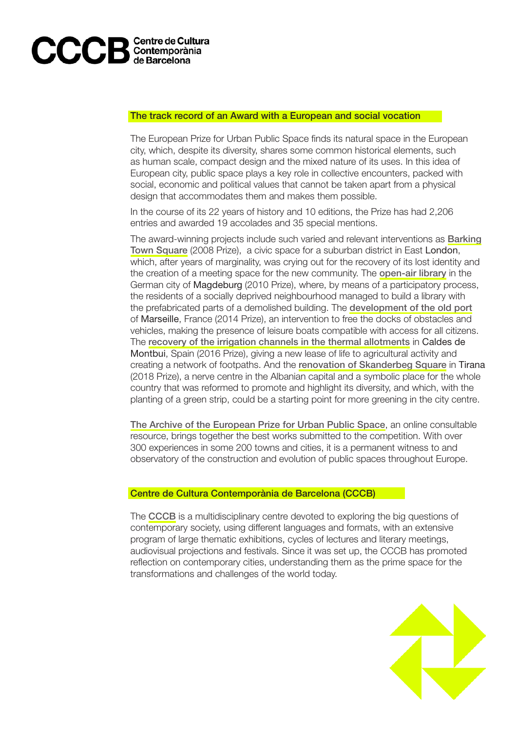## The track record of an Award with a European and social vocation

The European Prize for Urban Public Space finds its natural space in the European city, which, despite its diversity, shares some common historical elements, such as human scale, compact design and the mixed nature of its uses. In this idea of European city, public space plays a key role in collective encounters, packed with social, economic and political values that cannot be taken apart from a physical design that accommodates them and makes them possible.

In the course of its 22 years of history and 10 editions, the Prize has had 2,206 entries and awarded 19 accolades and 35 special mentions.

The award-winning projects include such varied and relevant interventions as Barking Town Square (2008 Prize), a civic space for a suburban district in East London, which, after years of marginality, was crying out for the recovery of its lost identity and the creation of a meeting space for the new community. The open-air library in the German city of Magdeburg (2010 Prize), where, by means of a participatory process, the residents of a socially deprived neighbourhood managed to build a library with the prefabricated parts of a demolished building. The development of the old port of Marseille, France (2014 Prize), an intervention to free the docks of obstacles and vehicles, making the presence of leisure boats compatible with access for all citizens. The recovery of the irrigation channels in the thermal allotments in Caldes de Montbui, Spain (2016 Prize), giving a new lease of life to agricultural activity and creating a network of footpaths. And the renovation of Skanderbeg Square in Tirana (2018 Prize), a nerve centre in the Albanian capital and a symbolic place for the whole country that was reformed to promote and highlight its diversity, and which, with the planting of a green strip, could be a starting point for more greening in the city centre.

The Archive of the European Prize for Urban Public Space, an online consultable resource, brings together the best works submitted to the competition. With over 300 experiences in some 200 towns and cities, it is a permanent witness to and observatory of the construction and evolution of public spaces throughout Europe.

## Centre de Cultura Contemporània de Barcelona (CCCB)

The CCCB is a multidisciplinary centre devoted to exploring the big questions of contemporary society, using different languages and formats, with an extensive program of large thematic exhibitions, cycles of lectures and literary meetings, audiovisual projections and festivals. Since it was set up, the CCCB has promoted reflection on contemporary cities, understanding them as the prime space for the transformations and challenges of the world today.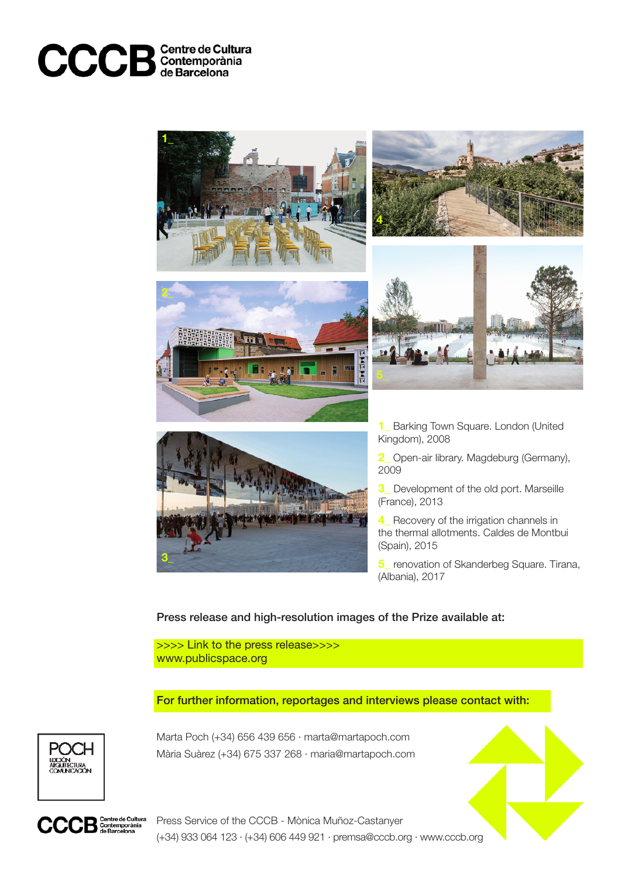1_ Barking Town Square. London (United Kingdom), 2008

2_ Open-air library. Magdeburg (Germany), 2009

3_ Development of the old port. Marseille (France), 2013

4_ Recovery of the irrigation channels in the thermal allotments. Caldes de Montbui (Spain), 2015

5_ renovation of Skanderbeg Square. Tirana, (Albania), 2017

**Press release and high-resolution images of the Prize available at:**

>>>> Link to the press release>>>>
www.publicspace.org

**For further information, reportages and interviews please contact with:**

Marta Poch (+34) 656 439 656 · marta@martapoch.com
Mària Suàrez (+34) 675 337 268 · maria@martapoch.com

POCH
EDICIÓN ARQUITECTURA COMUNICACIÓN

CCCB Centre de Cultura Contemporània de Barcelona

Press Service of the CCCB - Mònica Muñoz-Castanyer
(+34) 933 064 123 · (+34) 606 449 921 · premsa@cccb.org · www.cccb.org